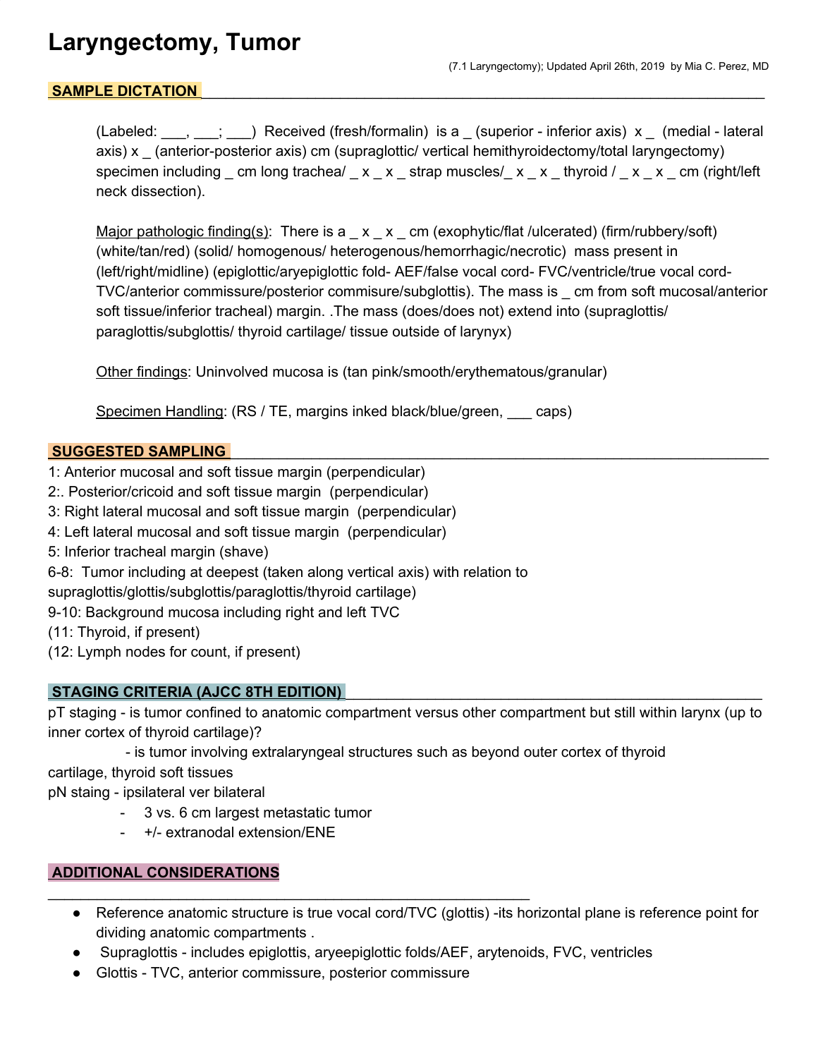# Laryngectomy, Tumor

(7.1 Laryngectomy); Updated April 26th, 2019 by Mia C. Perez, MD

## SAMPLE DICTATION

(Labeled: ___, ___; ___) Received (fresh/formalin) is a _ (superior - inferior axis) x _ (medial - lateral axis) x _ (anterior-posterior axis) cm (supraglottic/ vertical hemithyroidectomy/total laryngectomy) specimen including _ cm long trachea/ _ x _ x _ strap muscles/_ x _ x _ thyroid / _ x _ x _ cm (right/left neck dissection).

Major pathologic finding(s): There is a _ x _ x _ cm (exophytic/flat /ulcerated) (firm/rubbery/soft) (white/tan/red) (solid/ homogenous/ heterogenous/hemorrhagic/necrotic) mass present in (left/right/midline) (epiglottic/aryepiglottic fold- AEF/false vocal cord- FVC/ventricle/true vocal cord- TVC/anterior commissure/posterior commisure/subglottis). The mass is _ cm from soft mucosal/anterior soft tissue/inferior tracheal) margin. .The mass (does/does not) extend into (supraglottis/ paraglottis/subglottis/ thyroid cartilage/ tissue outside of larynyx)

Other findings: Uninvolved mucosa is (tan pink/smooth/erythematous/granular)

Specimen Handling: (RS / TE, margins inked black/blue/green, ___ caps)

## SUGGESTED SAMPLING

1: Anterior mucosal and soft tissue margin (perpendicular)
2:. Posterior/cricoid and soft tissue margin (perpendicular)
3: Right lateral mucosal and soft tissue margin (perpendicular)
4: Left lateral mucosal and soft tissue margin (perpendicular)
5: Inferior tracheal margin (shave)
6-8: Tumor including at deepest (taken along vertical axis) with relation to supraglottis/glottis/subglottis/paraglottis/thyroid cartilage)
9-10: Background mucosa including right and left TVC
(11: Thyroid, if present)
(12: Lymph nodes for count, if present)

## STAGING CRITERIA (AJCC 8TH EDITION)

pT staging - is tumor confined to anatomic compartment versus other compartment but still within larynx (up to inner cortex of thyroid cartilage)?
- is tumor involving extralaryngeal structures such as beyond outer cortex of thyroid cartilage, thyroid soft tissues

pN staing - ipsilateral ver bilateral
- 3 vs. 6 cm largest metastatic tumor
- +/- extranodal extension/ENE

## ADDITIONAL CONSIDERATIONS

- Reference anatomic structure is true vocal cord/TVC (glottis) -its horizontal plane is reference point for dividing anatomic compartments .
- Supraglottis - includes epiglottis, aryeepiglottic folds/AEF, arytenoids, FVC, ventricles
- Glottis - TVC, anterior commissure, posterior commissure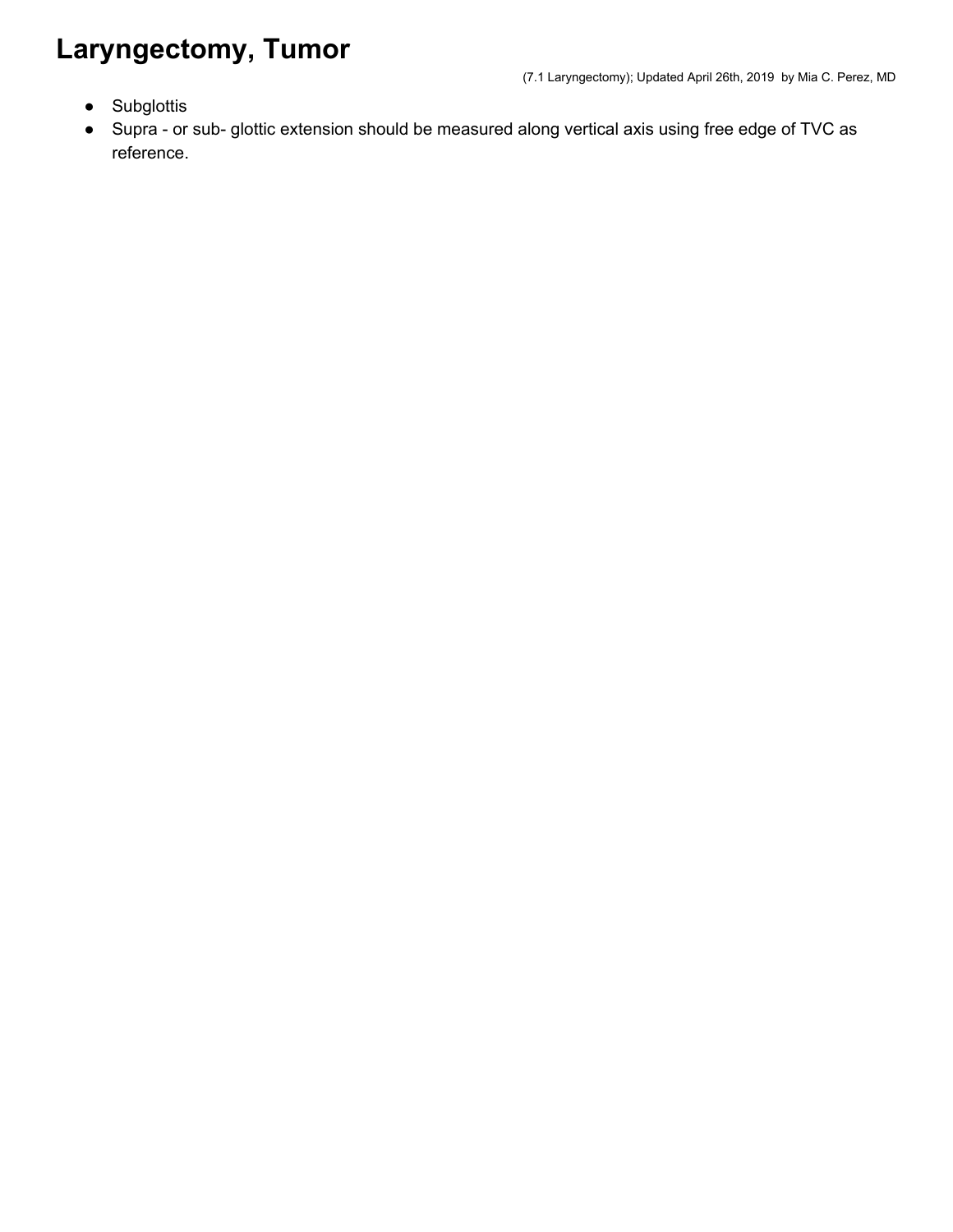- Subglottis
- Supra - or sub- glottic extension should be measured along vertical axis using free edge of TVC as reference.